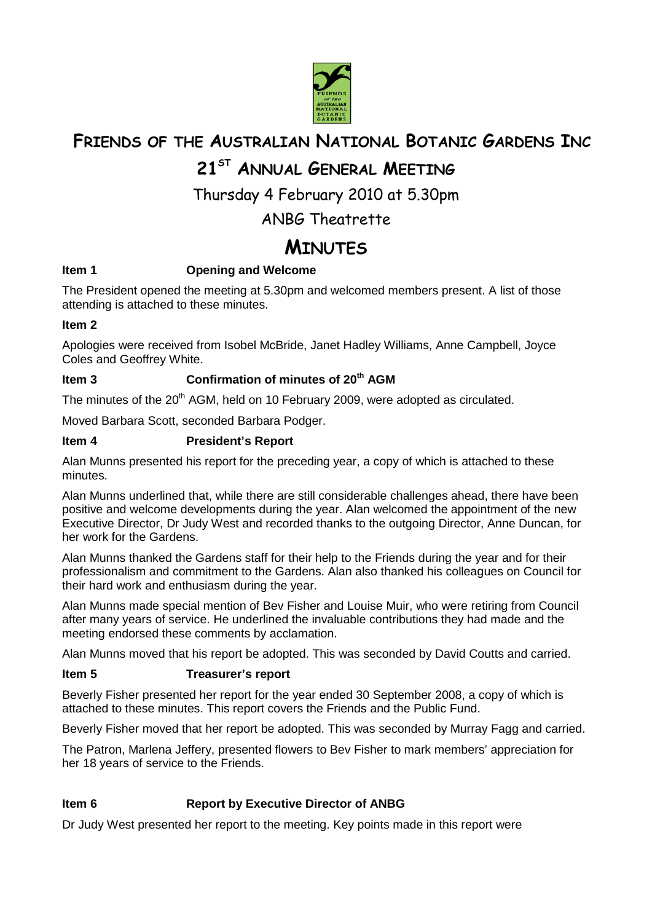# FRIENDS OF THE AUSTRALIAN NATIONAL BOTANIC GARDENS INC

## 21ST ANNUAL GENERAL MEETING

Thursday 4 February 2010 at 5.30pm

ANBG Theatrette

# MINUTES

**Item 1 Opening and Welcome**

The President opened the meeting at 5.30pm and welcomed members present. A list of those attending is attached to these minutes.

**Item 2**

Apologies were received from Isobel McBride, Janet Hadley Williams, Anne Campbell, Joyce Coles and Geoffrey White.

**Item 3 Confirmation of minutes of 20th AGM**

The minutes of the 20th AGM, held on 10 February 2009, were adopted as circulated.

Moved Barbara Scott, seconded Barbara Podger.

**Item 4 President's Report**

Alan Munns presented his report for the preceding year, a copy of which is attached to these minutes.

Alan Munns underlined that, while there are still considerable challenges ahead, there have been positive and welcome developments during the year. Alan welcomed the appointment of the new Executive Director, Dr Judy West and recorded thanks to the outgoing Director, Anne Duncan, for her work for the Gardens.

Alan Munns thanked the Gardens staff for their help to the Friends during the year and for their professionalism and commitment to the Gardens. Alan also thanked his colleagues on Council for their hard work and enthusiasm during the year.

Alan Munns made special mention of Bev Fisher and Louise Muir, who were retiring from Council after many years of service. He underlined the invaluable contributions they had made and the meeting endorsed these comments by acclamation.

Alan Munns moved that his report be adopted. This was seconded by David Coutts and carried.

**Item 5 Treasurer's report**

Beverly Fisher presented her report for the year ended 30 September 2008, a copy of which is attached to these minutes. This report covers the Friends and the Public Fund.

Beverly Fisher moved that her report be adopted. This was seconded by Murray Fagg and carried.

The Patron, Marlena Jeffery, presented flowers to Bev Fisher to mark members' appreciation for her 18 years of service to the Friends.

**Item 6 Report by Executive Director of ANBG**

Dr Judy West presented her report to the meeting. Key points made in this report were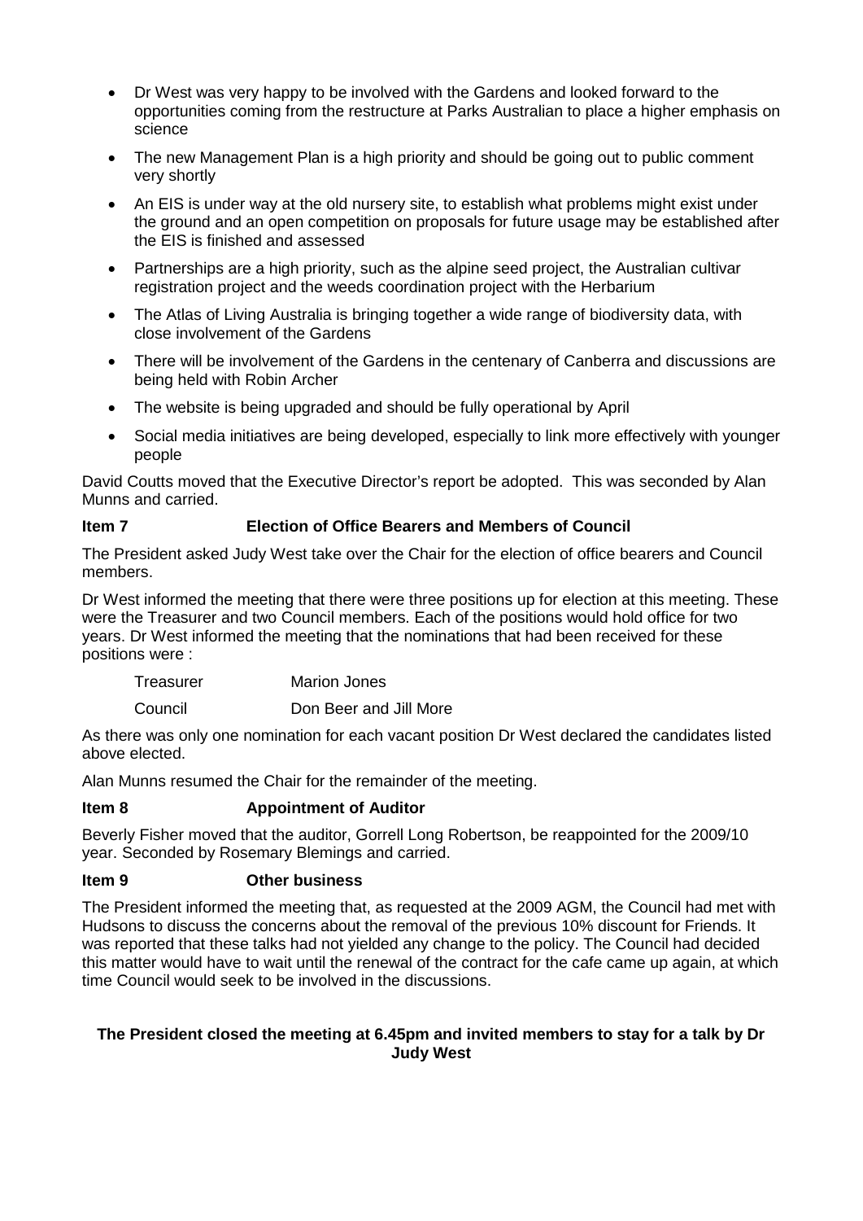- Dr West was very happy to be involved with the Gardens and looked forward to the opportunities coming from the restructure at Parks Australian to place a higher emphasis on science
- The new Management Plan is a high priority and should be going out to public comment very shortly
- An EIS is under way at the old nursery site, to establish what problems might exist under the ground and an open competition on proposals for future usage may be established after the EIS is finished and assessed
- Partnerships are a high priority, such as the alpine seed project, the Australian cultivar registration project and the weeds coordination project with the Herbarium
- The Atlas of Living Australia is bringing together a wide range of biodiversity data, with close involvement of the Gardens
- There will be involvement of the Gardens in the centenary of Canberra and discussions are being held with Robin Archer
- The website is being upgraded and should be fully operational by April
- Social media initiatives are being developed, especially to link more effectively with younger people

David Coutts moved that the Executive Director's report be adopted. This was seconded by Alan Munns and carried.

**Item 7 Election of Office Bearers and Members of Council**

The President asked Judy West take over the Chair for the election of office bearers and Council members.

Dr West informed the meeting that there were three positions up for election at this meeting. These were the Treasurer and two Council members. Each of the positions would hold office for two years. Dr West informed the meeting that the nominations that had been received for these positions were :

| | |
|---|---|
| Treasurer | Marion Jones |
| Council | Don Beer and Jill More |

As there was only one nomination for each vacant position Dr West declared the candidates listed above elected.

Alan Munns resumed the Chair for the remainder of the meeting.

**Item 8 Appointment of Auditor**

Beverly Fisher moved that the auditor, Gorrell Long Robertson, be reappointed for the 2009/10 year. Seconded by Rosemary Blemings and carried.

**Item 9 Other business**

The President informed the meeting that, as requested at the 2009 AGM, the Council had met with Hudsons to discuss the concerns about the removal of the previous 10% discount for Friends. It was reported that these talks had not yielded any change to the policy. The Council had decided this matter would have to wait until the renewal of the contract for the cafe came up again, at which time Council would seek to be involved in the discussions.

**The President closed the meeting at 6.45pm and invited members to stay for a talk by Dr Judy West**